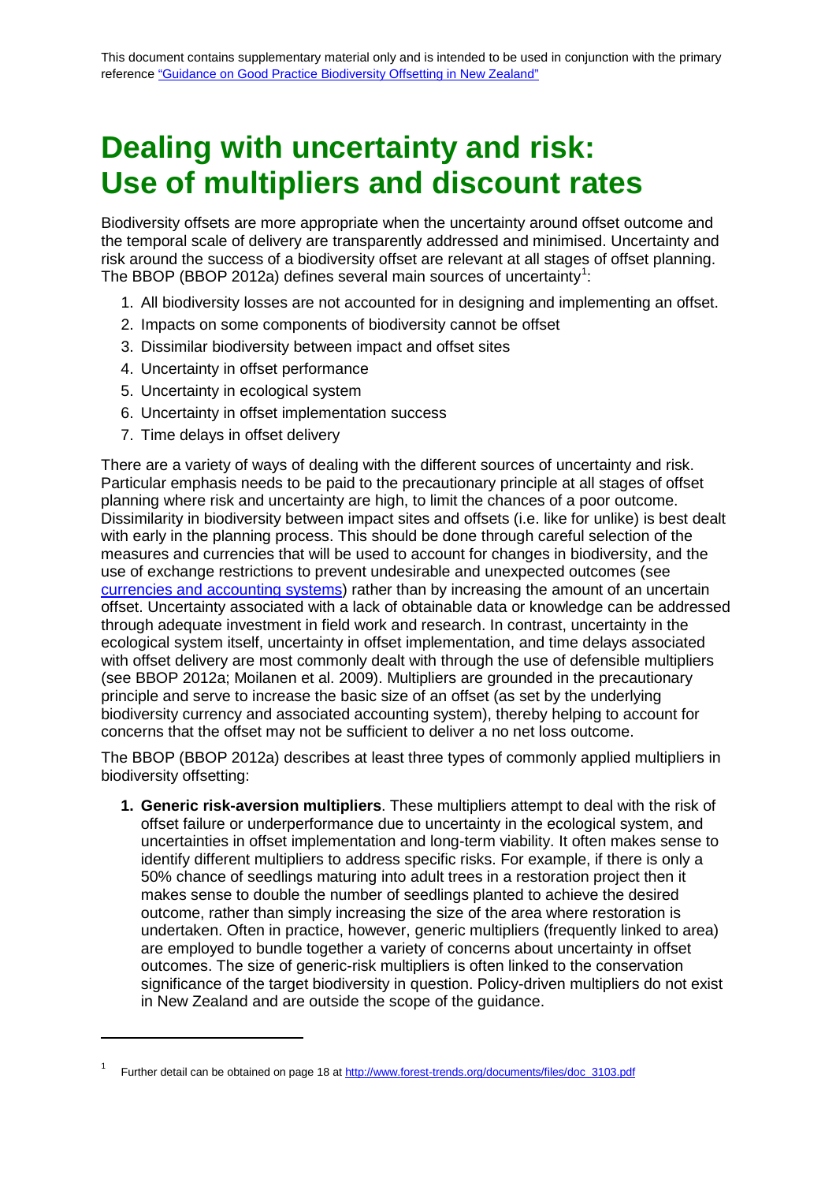This document contains supplementary material only and is intended to be used in conjunction with the primary reference ["Guidance on Good Practice Biodiversity Offsetting in New Zealand"]

# Dealing with uncertainty and risk: Use of multipliers and discount rates

Biodiversity offsets are more appropriate when the uncertainty around offset outcome and the temporal scale of delivery are transparently addressed and minimised. Uncertainty and risk around the success of a biodiversity offset are relevant at all stages of offset planning. The BBOP (BBOP 2012a) defines several main sources of uncertainty[1]:

1. All biodiversity losses are not accounted for in designing and implementing an offset.
2. Impacts on some components of biodiversity cannot be offset
3. Dissimilar biodiversity between impact and offset sites
4. Uncertainty in offset performance
5. Uncertainty in ecological system
6. Uncertainty in offset implementation success
7. Time delays in offset delivery

There are a variety of ways of dealing with the different sources of uncertainty and risk. Particular emphasis needs to be paid to the precautionary principle at all stages of offset planning where risk and uncertainty are high, to limit the chances of a poor outcome. Dissimilarity in biodiversity between impact sites and offsets (i.e. like for unlike) is best dealt with early in the planning process. This should be done through careful selection of the measures and currencies that will be used to account for changes in biodiversity, and the use of exchange restrictions to prevent undesirable and unexpected outcomes (see currencies and accounting systems) rather than by increasing the amount of an uncertain offset. Uncertainty associated with a lack of obtainable data or knowledge can be addressed through adequate investment in field work and research. In contrast, uncertainty in the ecological system itself, uncertainty in offset implementation, and time delays associated with offset delivery are most commonly dealt with through the use of defensible multipliers (see BBOP 2012a; Moilanen et al. 2009). Multipliers are grounded in the precautionary principle and serve to increase the basic size of an offset (as set by the underlying biodiversity currency and associated accounting system), thereby helping to account for concerns that the offset may not be sufficient to deliver a no net loss outcome.

The BBOP (BBOP 2012a) describes at least three types of commonly applied multipliers in biodiversity offsetting:

1. **Generic risk-aversion multipliers**. These multipliers attempt to deal with the risk of offset failure or underperformance due to uncertainty in the ecological system, and uncertainties in offset implementation and long-term viability. It often makes sense to identify different multipliers to address specific risks. For example, if there is only a 50% chance of seedlings maturing into adult trees in a restoration project then it makes sense to double the number of seedlings planted to achieve the desired outcome, rather than simply increasing the size of the area where restoration is undertaken. Often in practice, however, generic multipliers (frequently linked to area) are employed to bundle together a variety of concerns about uncertainty in offset outcomes. The size of generic-risk multipliers is often linked to the conservation significance of the target biodiversity in question. Policy-driven multipliers do not exist in New Zealand and are outside the scope of the guidance.

[1] Further detail can be obtained on page 18 at http://www.forest-trends.org/documents/files/doc_3103.pdf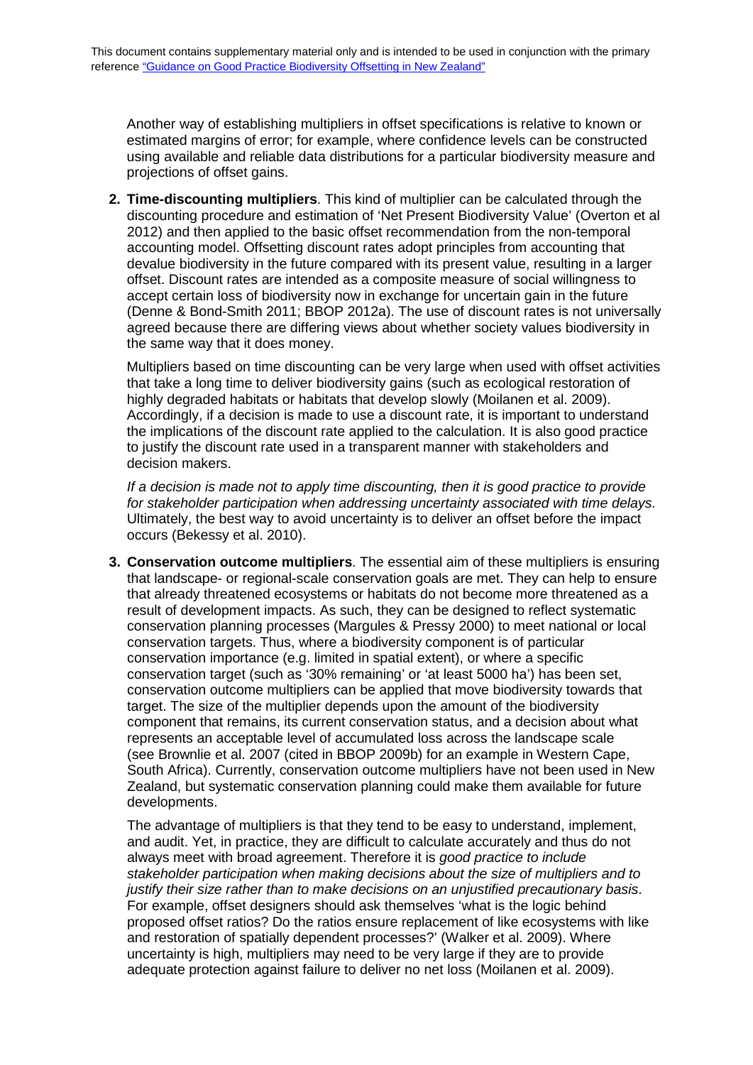Another way of establishing multipliers in offset specifications is relative to known or estimated margins of error; for example, where confidence levels can be constructed using available and reliable data distributions for a particular biodiversity measure and projections of offset gains.

2. **Time-discounting multipliers**. This kind of multiplier can be calculated through the discounting procedure and estimation of 'Net Present Biodiversity Value' (Overton et al 2012) and then applied to the basic offset recommendation from the non-temporal accounting model. Offsetting discount rates adopt principles from accounting that devalue biodiversity in the future compared with its present value, resulting in a larger offset. Discount rates are intended as a composite measure of social willingness to accept certain loss of biodiversity now in exchange for uncertain gain in the future (Denne & Bond-Smith 2011; BBOP 2012a). The use of discount rates is not universally agreed because there are differing views about whether society values biodiversity in the same way that it does money.

   Multipliers based on time discounting can be very large when used with offset activities that take a long time to deliver biodiversity gains (such as ecological restoration of highly degraded habitats or habitats that develop slowly (Moilanen et al. 2009). Accordingly, if a decision is made to use a discount rate, it is important to understand the implications of the discount rate applied to the calculation. It is also good practice to justify the discount rate used in a transparent manner with stakeholders and decision makers.

   *If a decision is made not to apply time discounting, then it is good practice to provide for stakeholder participation when addressing uncertainty associated with time delays.* Ultimately, the best way to avoid uncertainty is to deliver an offset before the impact occurs (Bekessy et al. 2010).

3. **Conservation outcome multipliers**. The essential aim of these multipliers is ensuring that landscape- or regional-scale conservation goals are met. They can help to ensure that already threatened ecosystems or habitats do not become more threatened as a result of development impacts. As such, they can be designed to reflect systematic conservation planning processes (Margules & Pressy 2000) to meet national or local conservation targets. Thus, where a biodiversity component is of particular conservation importance (e.g. limited in spatial extent), or where a specific conservation target (such as '30% remaining' or 'at least 5000 ha') has been set, conservation outcome multipliers can be applied that move biodiversity towards that target. The size of the multiplier depends upon the amount of the biodiversity component that remains, its current conservation status, and a decision about what represents an acceptable level of accumulated loss across the landscape scale (see Brownlie et al. 2007 (cited in BBOP 2009b) for an example in Western Cape, South Africa). Currently, conservation outcome multipliers have not been used in New Zealand, but systematic conservation planning could make them available for future developments.

   The advantage of multipliers is that they tend to be easy to understand, implement, and audit. Yet, in practice, they are difficult to calculate accurately and thus do not always meet with broad agreement. Therefore it is *good practice to include stakeholder participation when making decisions about the size of multipliers and to justify their size rather than to make decisions on an unjustified precautionary basis*. For example, offset designers should ask themselves 'what is the logic behind proposed offset ratios? Do the ratios ensure replacement of like ecosystems with like and restoration of spatially dependent processes?' (Walker et al. 2009). Where uncertainty is high, multipliers may need to be very large if they are to provide adequate protection against failure to deliver no net loss (Moilanen et al. 2009).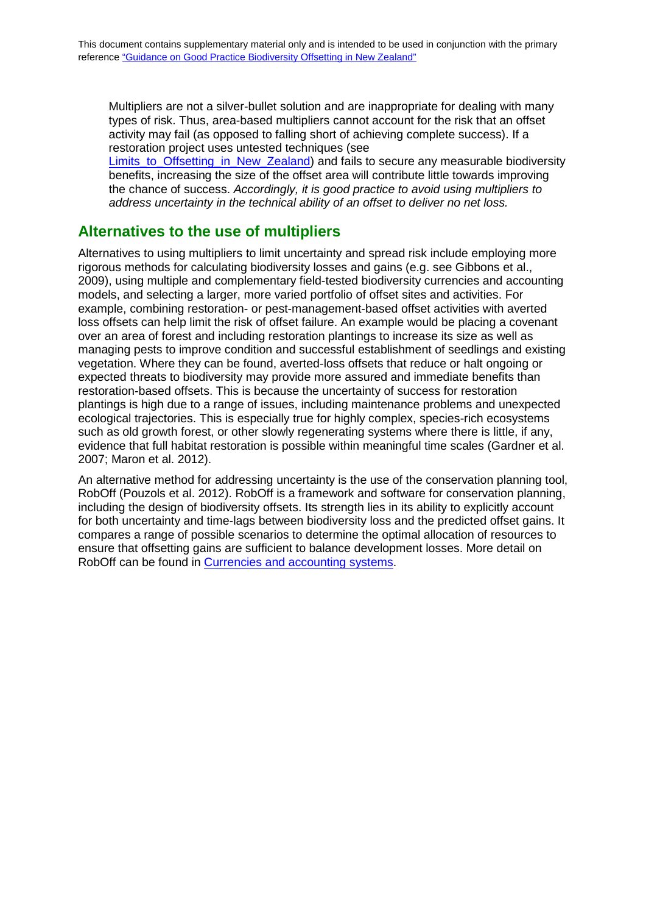Multipliers are not a silver-bullet solution and are inappropriate for dealing with many types of risk. Thus, area-based multipliers cannot account for the risk that an offset activity may fail (as opposed to falling short of achieving complete success). If a restoration project uses untested techniques (see Limits_to_Offsetting_in_New_Zealand) and fails to secure any measurable biodiversity benefits, increasing the size of the offset area will contribute little towards improving the chance of success. *Accordingly, it is good practice to avoid using multipliers to address uncertainty in the technical ability of an offset to deliver no net loss.*

## Alternatives to the use of multipliers

Alternatives to using multipliers to limit uncertainty and spread risk include employing more rigorous methods for calculating biodiversity losses and gains (e.g. see Gibbons et al., 2009), using multiple and complementary field-tested biodiversity currencies and accounting models, and selecting a larger, more varied portfolio of offset sites and activities. For example, combining restoration- or pest-management-based offset activities with averted loss offsets can help limit the risk of offset failure. An example would be placing a covenant over an area of forest and including restoration plantings to increase its size as well as managing pests to improve condition and successful establishment of seedlings and existing vegetation. Where they can be found, averted-loss offsets that reduce or halt ongoing or expected threats to biodiversity may provide more assured and immediate benefits than restoration-based offsets. This is because the uncertainty of success for restoration plantings is high due to a range of issues, including maintenance problems and unexpected ecological trajectories. This is especially true for highly complex, species-rich ecosystems such as old growth forest, or other slowly regenerating systems where there is little, if any, evidence that full habitat restoration is possible within meaningful time scales (Gardner et al. 2007; Maron et al. 2012).

An alternative method for addressing uncertainty is the use of the conservation planning tool, RobOff (Pouzols et al. 2012). RobOff is a framework and software for conservation planning, including the design of biodiversity offsets. Its strength lies in its ability to explicitly account for both uncertainty and time-lags between biodiversity loss and the predicted offset gains. It compares a range of possible scenarios to determine the optimal allocation of resources to ensure that offsetting gains are sufficient to balance development losses. More detail on RobOff can be found in Currencies and accounting systems.